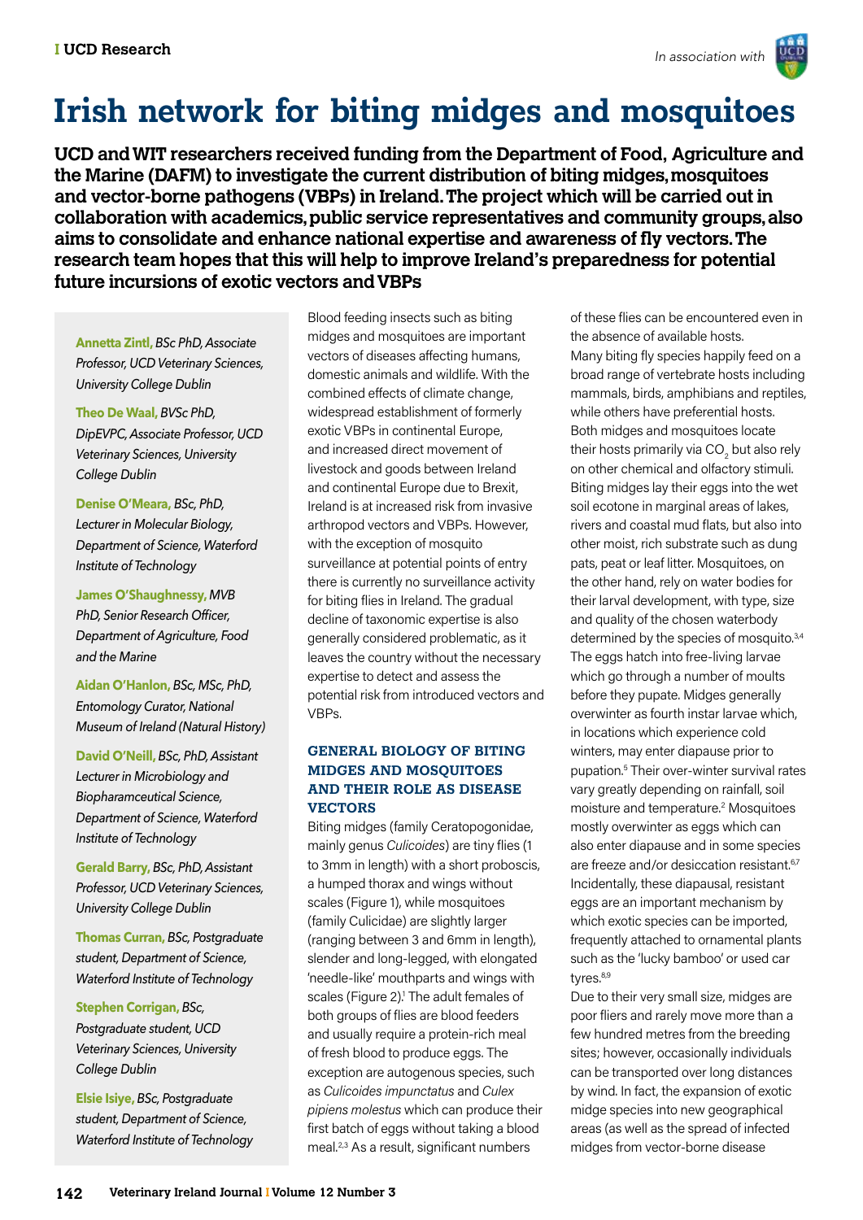# Irish network for biting midges and mosquitoes

**UCD and WIT researchers received funding from the Department of Food, Agriculture and the Marine (DAFM) to investigate the current distribution of biting midges, mosquitoes and vector-borne pathogens (VBPs) in Ireland. The project which will be carried out in collaboration with academics, public service representatives and community groups, also aims to consolidate and enhance national expertise and awareness of fly vectors. The research team hopes that this will help to improve Ireland's preparedness for potential future incursions of exotic vectors and VBPs**

**Annetta Zintl,** *BSc PhD, Associate Professor, UCD Veterinary Sciences, University College Dublin*

**Theo De Waal,** *BVSc PhD, DipEVPC, Associate Professor, UCD Veterinary Sciences, University College Dublin*

**Denise O'Meara,** *BSc, PhD, Lecturer in Molecular Biology, Department of Science, Waterford Institute of Technology*

**James O'Shaughnessy,** *MVB PhD, Senior Research Officer, Department of Agriculture, Food and the Marine*

**Aidan O'Hanlon,** *BSc, MSc, PhD, Entomology Curator, National Museum of Ireland (Natural History)*

**David O'Neill,** *BSc, PhD, Assistant Lecturer in Microbiology and Biopharamceutical Science, Department of Science, Waterford Institute of Technology*

**Gerald Barry,** *BSc, PhD, Assistant Professor, UCD Veterinary Sciences, University College Dublin*

**Thomas Curran,** *BSc, Postgraduate student, Department of Science, Waterford Institute of Technology*

**Stephen Corrigan,** *BSc, Postgraduate student, UCD Veterinary Sciences, University College Dublin*

**Elsie Isiye,** *BSc, Postgraduate student, Department of Science, Waterford Institute of Technology*

Blood feeding insects such as biting midges and mosquitoes are important vectors of diseases affecting humans, domestic animals and wildlife. With the combined effects of climate change, widespread establishment of formerly exotic VBPs in continental Europe, and increased direct movement of livestock and goods between Ireland and continental Europe due to Brexit, Ireland is at increased risk from invasive arthropod vectors and VBPs. However, with the exception of mosquito surveillance at potential points of entry there is currently no surveillance activity for biting flies in Ireland. The gradual decline of taxonomic expertise is also generally considered problematic, as it leaves the country without the necessary expertise to detect and assess the potential risk from introduced vectors and VBPs.

## GENERAL BIOLOGY OF BITING MIDGES AND MOSQUITOES AND THEIR ROLE AS DISEASE VECTORS

Biting midges (family Ceratopogonidae, mainly genus *Culicoides*) are tiny flies (1 to 3mm in length) with a short proboscis, a humped thorax and wings without scales (Figure 1), while mosquitoes (family Culicidae) are slightly larger (ranging between 3 and 6mm in length), slender and long-legged, with elongated 'needle-like' mouthparts and wings with scales (Figure 2).[1] The adult females of both groups of flies are blood feeders and usually require a protein-rich meal of fresh blood to produce eggs. The exception are autogenous species, such as *Culicoides impunctatus* and *Culex pipiens molestus* which can produce their first batch of eggs without taking a blood meal.[2,3] As a result, significant numbers of these flies can be encountered even in the absence of available hosts.

Many biting fly species happily feed on a broad range of vertebrate hosts including mammals, birds, amphibians and reptiles, while others have preferential hosts. Both midges and mosquitoes locate their hosts primarily via $CO_2$ but also rely on other chemical and olfactory stimuli. Biting midges lay their eggs into the wet soil ecotone in marginal areas of lakes, rivers and coastal mud flats, but also into other moist, rich substrate such as dung pats, peat or leaf litter. Mosquitoes, on the other hand, rely on water bodies for their larval development, with type, size and quality of the chosen waterbody determined by the species of mosquito.[3,4] The eggs hatch into free-living larvae which go through a number of moults before they pupate. Midges generally overwinter as fourth instar larvae which, in locations which experience cold winters, may enter diapause prior to pupation.[5] Their over-winter survival rates vary greatly depending on rainfall, soil moisture and temperature.[2] Mosquitoes mostly overwinter as eggs which can also enter diapause and in some species are freeze and/or desiccation resistant.[6,7] Incidentally, these diapausal, resistant eggs are an important mechanism by which exotic species can be imported, frequently attached to ornamental plants such as the 'lucky bamboo' or used car tyres.[8,9]

Due to their very small size, midges are poor fliers and rarely move more than a few hundred metres from the breeding sites; however, occasionally individuals can be transported over long distances by wind. In fact, the expansion of exotic midge species into new geographical areas (as well as the spread of infected midges from vector-borne disease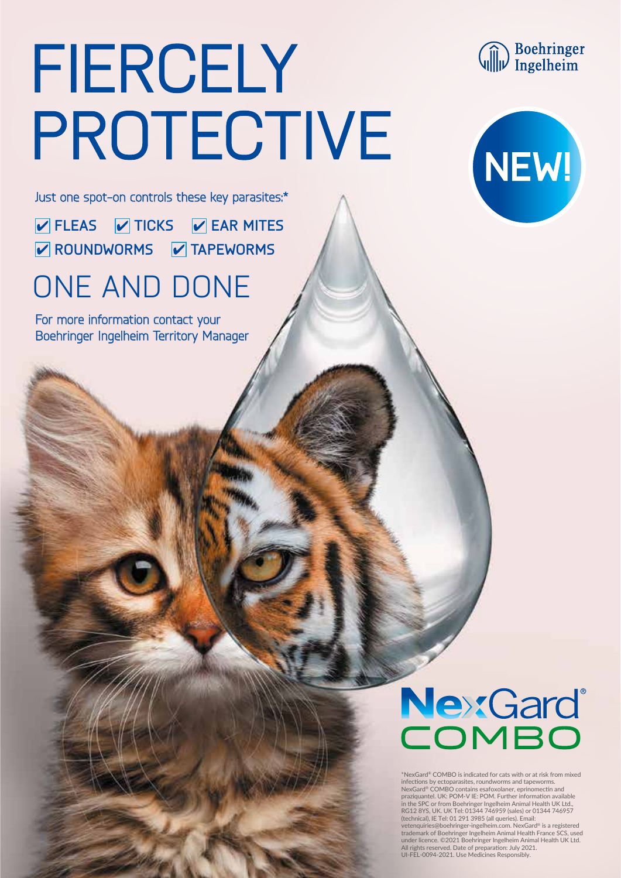# FIERCELY PROTECTIVE

Boehringer Ingelheim

NEW!

Just one spot-on controls these key parasites:*

- ✔ FLEAS
- ✔ TICKS
- ✔ EAR MITES
- ✔ ROUNDWORMS
- ✔ TAPEWORMS

## ONE AND DONE

For more information contact your Boehringer Ingelheim Territory Manager

NexGard® COMBO

*NexGard® COMBO is indicated for cats with or at risk from mixed infections by ectoparasites, roundworms and tapeworms. NexGard® COMBO contains esafoxolaner, eprinomectin and praziquantel. UK: POM-V IE: POM. Further information available in the SPC or from Boehringer Ingelheim Animal Health UK Ltd., RG12 8YS, UK. UK Tel: 01344 746959 (sales) or 01344 746957 (technical), IE Tel: 01 291 3985 (all queries). Email: vetenquiries@boehringer-ingelheim.com. NexGard® is a registered trademark of Boehringer Ingelheim Animal Health France SCS, used under licence. ©2021 Boehringer Ingelheim Animal Health UK Ltd. All rights reserved. Date of preparation: July 2021. UI-FEL-0094-2021. Use Medicines Responsibly.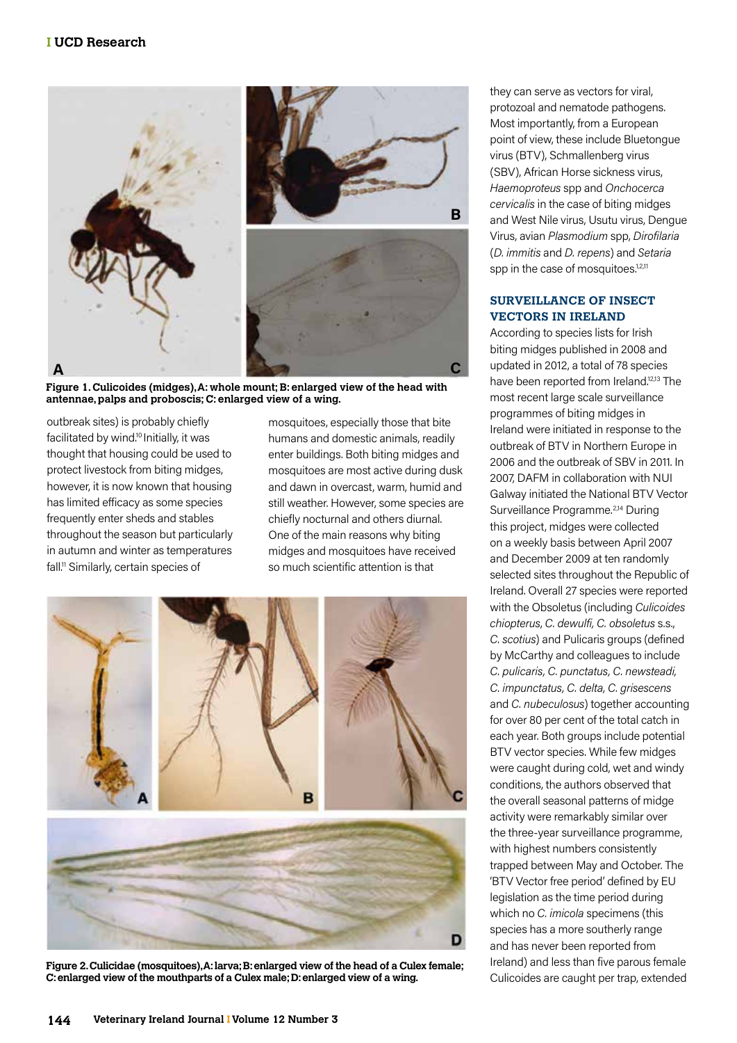Figure 1. Culicoides (midges), A: whole mount; B: enlarged view of the head with antennae, palps and proboscis; C: enlarged view of a wing.

outbreak sites) is probably chiefly facilitated by wind.[10] Initially, it was thought that housing could be used to protect livestock from biting midges, however, it is now known that housing has limited efficacy as some species frequently enter sheds and stables throughout the season but particularly in autumn and winter as temperatures fall.[11] Similarly, certain species of mosquitoes, especially those that bite humans and domestic animals, readily enter buildings. Both biting midges and mosquitoes are most active during dusk and dawn in overcast, warm, humid and still weather. However, some species are chiefly nocturnal and others diurnal. One of the main reasons why biting midges and mosquitoes have received so much scientific attention is that they can serve as vectors for viral, protozoal and nematode pathogens. Most importantly, from a European point of view, these include Bluetongue virus (BTV), Schmallenberg virus (SBV), African Horse sickness virus, *Haemoproteus* spp and *Onchocerca cervicalis* in the case of biting midges and West Nile virus, Usutu virus, Dengue Virus, avian *Plasmodium* spp, *Dirofilaria* (*D. immitis* and *D. repens*) and *Setaria* spp in the case of mosquitoes.[1,2,11]

Figure 2. Culicidae (mosquitoes), A: larva; B: enlarged view of the head of a Culex female; C: enlarged view of the mouthparts of a Culex male; D: enlarged view of a wing.

## SURVEILLANCE OF INSECT VECTORS IN IRELAND

According to species lists for Irish biting midges published in 2008 and updated in 2012, a total of 78 species have been reported from Ireland.[12,13] The most recent large scale surveillance programmes of biting midges in Ireland were initiated in response to the outbreak of BTV in Northern Europe in 2006 and the outbreak of SBV in 2011. In 2007, DAFM in collaboration with NUI Galway initiated the National BTV Vector Surveillance Programme.[2,14] During this project, midges were collected on a weekly basis between April 2007 and December 2009 at ten randomly selected sites throughout the Republic of Ireland. Overall 27 species were reported with the Obsoletus (including *Culicoides chiopterus*, *C. dewulfi*, *C. obsoletus* s.s., *C. scotius*) and Pulicaris groups (defined by McCarthy and colleagues to include *C. pulicaris*, *C. punctatus*, *C. newsteadi*, *C. impunctatus*, *C. delta*, *C. grisescens* and *C. nubeculosus*) together accounting for over 80 per cent of the total catch in each year. Both groups include potential BTV vector species. While few midges were caught during cold, wet and windy conditions, the authors observed that the overall seasonal patterns of midge activity were remarkably similar over the three-year surveillance programme, with highest numbers consistently trapped between May and October. The 'BTV Vector free period' defined by EU legislation as the time period during which no *C. imicola* specimens (this species has a more southerly range and has never been reported from Ireland) and less than five parous female Culicoides are caught per trap, extended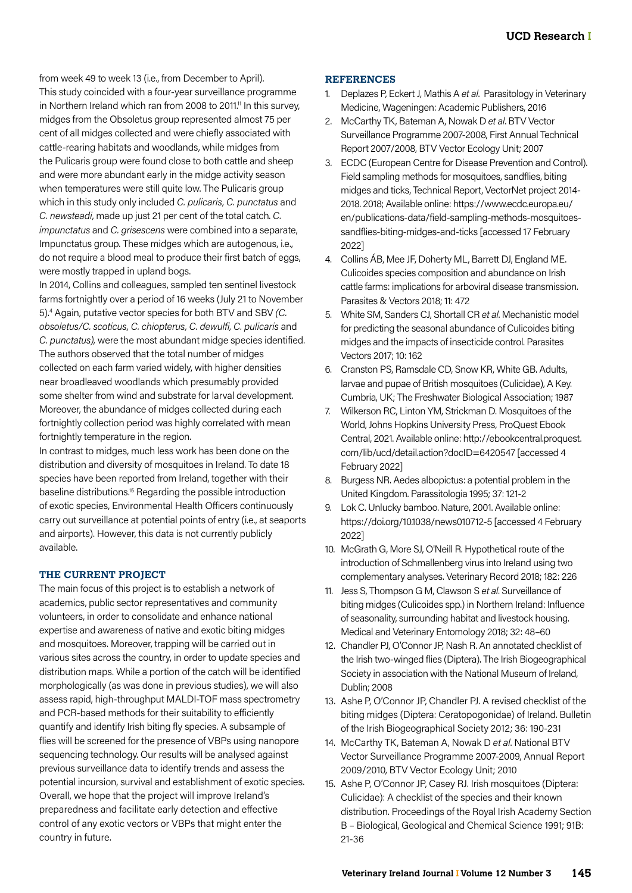from week 49 to week 13 (i.e., from December to April). This study coincided with a four-year surveillance programme in Northern Ireland which ran from 2008 to 2011.[11] In this survey, midges from the Obsoletus group represented almost 75 per cent of all midges collected and were chiefly associated with cattle-rearing habitats and woodlands, while midges from the Pulicaris group were found close to both cattle and sheep and were more abundant early in the midge activity season when temperatures were still quite low. The Pulicaris group which in this study only included *C. pulicaris*, *C. punctatus* and *C. newsteadi*, made up just 21 per cent of the total catch. *C. impunctatus* and *C. grisescens* were combined into a separate, Impunctatus group. These midges which are autogenous, i.e., do not require a blood meal to produce their first batch of eggs, were mostly trapped in upland bogs.

In 2014, Collins and colleagues, sampled ten sentinel livestock farms fortnightly over a period of 16 weeks (July 21 to November 5).[4] Again, putative vector species for both BTV and SBV *(C. obsoletus/C. scoticus, C. chiopterus, C. dewulfi, C. pulicaris* and *C. punctatus),* were the most abundant midge species identified. The authors observed that the total number of midges collected on each farm varied widely, with higher densities near broadleaved woodlands which presumably provided some shelter from wind and substrate for larval development. Moreover, the abundance of midges collected during each fortnightly collection period was highly correlated with mean fortnightly temperature in the region.

In contrast to midges, much less work has been done on the distribution and diversity of mosquitoes in Ireland. To date 18 species have been reported from Ireland, together with their baseline distributions.[15] Regarding the possible introduction of exotic species, Environmental Health Officers continuously carry out surveillance at potential points of entry (i.e., at seaports and airports). However, this data is not currently publicly available.

## THE CURRENT PROJECT

The main focus of this project is to establish a network of academics, public sector representatives and community volunteers, in order to consolidate and enhance national expertise and awareness of native and exotic biting midges and mosquitoes. Moreover, trapping will be carried out in various sites across the country, in order to update species and distribution maps. While a portion of the catch will be identified morphologically (as was done in previous studies), we will also assess rapid, high-throughput MALDI-TOF mass spectrometry and PCR-based methods for their suitability to efficiently quantify and identify Irish biting fly species. A subsample of flies will be screened for the presence of VBPs using nanopore sequencing technology. Our results will be analysed against previous surveillance data to identify trends and assess the potential incursion, survival and establishment of exotic species. Overall, we hope that the project will improve Ireland's preparedness and facilitate early detection and effective control of any exotic vectors or VBPs that might enter the country in future.

## REFERENCES

1. Deplazes P, Eckert J, Mathis A *et al*. Parasitology in Veterinary Medicine, Wageningen: Academic Publishers, 2016
2. McCarthy TK, Bateman A, Nowak D *et al*. BTV Vector Surveillance Programme 2007-2008, First Annual Technical Report 2007/2008, BTV Vector Ecology Unit; 2007
3. ECDC (European Centre for Disease Prevention and Control). Field sampling methods for mosquitoes, sandflies, biting midges and ticks, Technical Report, VectorNet project 2014-2018. 2018; Available online: https://www.ecdc.europa.eu/en/publications-data/field-sampling-methods-mosquitoes-sandflies-biting-midges-and-ticks [accessed 17 February 2022]
4. Collins ÁB, Mee JF, Doherty ML, Barrett DJ, England ME. Culicoides species composition and abundance on Irish cattle farms: implications for arboviral disease transmission. Parasites & Vectors 2018; 11: 472
5. White SM, Sanders CJ, Shortall CR *et al*. Mechanistic model for predicting the seasonal abundance of Culicoides biting midges and the impacts of insecticide control. Parasites Vectors 2017; 10: 162
6. Cranston PS, Ramsdale CD, Snow KR, White GB. Adults, larvae and pupae of British mosquitoes (Culicidae), A Key. Cumbria, UK; The Freshwater Biological Association; 1987
7. Wilkerson RC, Linton YM, Strickman D. Mosquitoes of the World, Johns Hopkins University Press, ProQuest Ebook Central, 2021. Available online: http://ebookcentral.proquest.com/lib/ucd/detail.action?docID=6420547 [accessed 4 February 2022]
8. Burgess NR. Aedes albopictus: a potential problem in the United Kingdom. Parassitologia 1995; 37: 121-2
9. Lok C. Unlucky bamboo. Nature, 2001. Available online: https://doi.org/10.1038/news010712-5 [accessed 4 February 2022]
10. McGrath G, More SJ, O'Neill R. Hypothetical route of the introduction of Schmallenberg virus into Ireland using two complementary analyses. Veterinary Record 2018; 182: 226
11. Jess S, Thompson G M, Clawson S *et al*. Surveillance of biting midges (Culicoides spp.) in Northern Ireland: Influence of seasonality, surrounding habitat and livestock housing. Medical and Veterinary Entomology 2018; 32: 48–60
12. Chandler PJ, O'Connor JP, Nash R. An annotated checklist of the Irish two-winged flies (Diptera). The Irish Biogeographical Society in association with the National Museum of Ireland, Dublin; 2008
13. Ashe P, O'Connor JP, Chandler PJ. A revised checklist of the biting midges (Diptera: Ceratopogonidae) of Ireland. Bulletin of the Irish Biogeographical Society 2012; 36: 190-231
14. McCarthy TK, Bateman A, Nowak D *et al*. National BTV Vector Surveillance Programme 2007-2009, Annual Report 2009/2010, BTV Vector Ecology Unit; 2010
15. Ashe P, O'Connor JP, Casey RJ. Irish mosquitoes (Diptera: Culicidae): A checklist of the species and their known distribution. Proceedings of the Royal Irish Academy Section B – Biological, Geological and Chemical Science 1991; 91B: 21-36